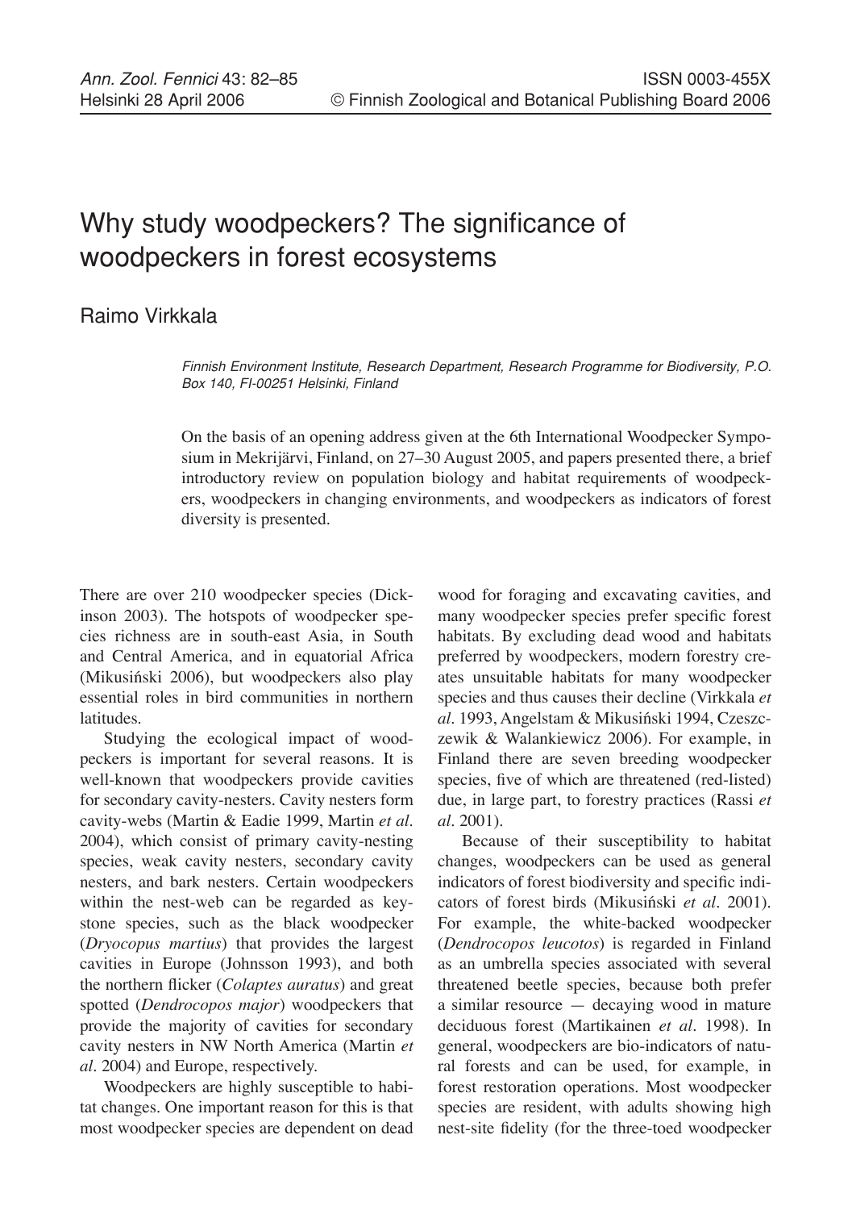# Why study woodpeckers? The significance of woodpeckers in forest ecosystems

Raimo Virkkala

*Finnish Environment Institute, Research Department, Research Programme for Biodiversity, P.O. Box 140, FI-00251 Helsinki, Finland*

On the basis of an opening address given at the 6th International Woodpecker Symposium in Mekrijärvi, Finland, on 27–30 August 2005, and papers presented there, a brief introductory review on population biology and habitat requirements of woodpeckers, woodpeckers in changing environments, and woodpeckers as indicators of forest diversity is presented.

There are over 210 woodpecker species (Dickinson 2003). The hotspots of woodpecker species richness are in south-east Asia, in South and Central America, and in equatorial Africa (Mikusiński 2006), but woodpeckers also play essential roles in bird communities in northern latitudes.

Studying the ecological impact of woodpeckers is important for several reasons. It is well-known that woodpeckers provide cavities for secondary cavity-nesters. Cavity nesters form cavity-webs (Martin & Eadie 1999, Martin *et al.* 2004), which consist of primary cavity-nesting species, weak cavity nesters, secondary cavity nesters, and bark nesters. Certain woodpeckers within the nest-web can be regarded as keystone species, such as the black woodpecker (*Dryocopus martius*) that provides the largest cavities in Europe (Johnsson 1993), and both the northern flicker (*Colaptes auratus*) and great spotted (*Dendrocopos major*) woodpeckers that provide the majority of cavities for secondary cavity nesters in NW North America (Martin *et al.* 2004) and Europe, respectively.

Woodpeckers are highly susceptible to habitat changes. One important reason for this is that most woodpecker species are dependent on dead wood for foraging and excavating cavities, and many woodpecker species prefer specific forest habitats. By excluding dead wood and habitats preferred by woodpeckers, modern forestry creates unsuitable habitats for many woodpecker species and thus causes their decline (Virkkala *et al.* 1993, Angelstam & Mikusiński 1994, Czeszczewik & Walankiewicz 2006). For example, in Finland there are seven breeding woodpecker species, five of which are threatened (red-listed) due, in large part, to forestry practices (Rassi *et al.* 2001).

Because of their susceptibility to habitat changes, woodpeckers can be used as general indicators of forest biodiversity and specific indicators of forest birds (Mikusiński *et al.* 2001). For example, the white-backed woodpecker (*Dendrocopos leucotos*) is regarded in Finland as an umbrella species associated with several threatened beetle species, because both prefer a similar resource — decaying wood in mature deciduous forest (Martikainen *et al.* 1998). In general, woodpeckers are bio-indicators of natural forests and can be used, for example, in forest restoration operations. Most woodpecker species are resident, with adults showing high nest-site fidelity (for the three-toed woodpecker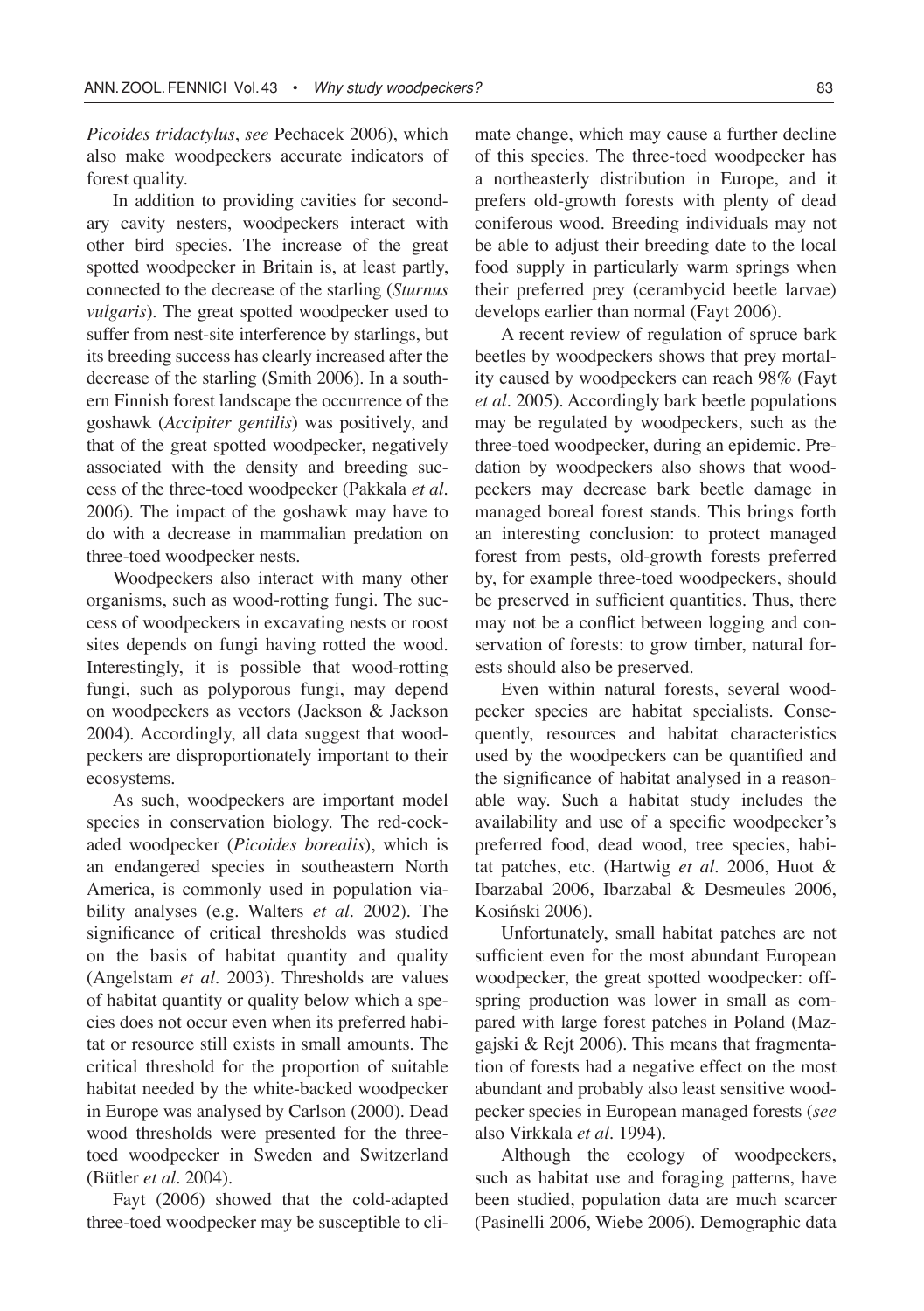*Picoides tridactylus*, *see* Pechacek 2006), which also make woodpeckers accurate indicators of forest quality.

In addition to providing cavities for secondary cavity nesters, woodpeckers interact with other bird species. The increase of the great spotted woodpecker in Britain is, at least partly, connected to the decrease of the starling (*Sturnus vulgaris*). The great spotted woodpecker used to suffer from nest-site interference by starlings, but its breeding success has clearly increased after the decrease of the starling (Smith 2006). In a southern Finnish forest landscape the occurrence of the goshawk (*Accipiter gentilis*) was positively, and that of the great spotted woodpecker, negatively associated with the density and breeding success of the three-toed woodpecker (Pakkala *et al*. 2006). The impact of the goshawk may have to do with a decrease in mammalian predation on three-toed woodpecker nests.

Woodpeckers also interact with many other organisms, such as wood-rotting fungi. The success of woodpeckers in excavating nests or roost sites depends on fungi having rotted the wood. Interestingly, it is possible that wood-rotting fungi, such as polyporous fungi, may depend on woodpeckers as vectors (Jackson & Jackson 2004). Accordingly, all data suggest that woodpeckers are disproportionately important to their ecosystems.

As such, woodpeckers are important model species in conservation biology. The red-cockaded woodpecker (*Picoides borealis*), which is an endangered species in southeastern North America, is commonly used in population viability analyses (e.g. Walters *et al*. 2002). The significance of critical thresholds was studied on the basis of habitat quantity and quality (Angelstam *et al*. 2003). Thresholds are values of habitat quantity or quality below which a species does not occur even when its preferred habitat or resource still exists in small amounts. The critical threshold for the proportion of suitable habitat needed by the white-backed woodpecker in Europe was analysed by Carlson (2000). Dead wood thresholds were presented for the three-toed woodpecker in Sweden and Switzerland (Bütler *et al*. 2004).

Fayt (2006) showed that the cold-adapted three-toed woodpecker may be susceptible to climate change, which may cause a further decline of this species. The three-toed woodpecker has a northeasterly distribution in Europe, and it prefers old-growth forests with plenty of dead coniferous wood. Breeding individuals may not be able to adjust their breeding date to the local food supply in particularly warm springs when their preferred prey (cerambycid beetle larvae) develops earlier than normal (Fayt 2006).

A recent review of regulation of spruce bark beetles by woodpeckers shows that prey mortality caused by woodpeckers can reach 98% (Fayt *et al*. 2005). Accordingly bark beetle populations may be regulated by woodpeckers, such as the three-toed woodpecker, during an epidemic. Predation by woodpeckers also shows that woodpeckers may decrease bark beetle damage in managed boreal forest stands. This brings forth an interesting conclusion: to protect managed forest from pests, old-growth forests preferred by, for example three-toed woodpeckers, should be preserved in sufficient quantities. Thus, there may not be a conflict between logging and conservation of forests: to grow timber, natural forests should also be preserved.

Even within natural forests, several woodpecker species are habitat specialists. Consequently, resources and habitat characteristics used by the woodpeckers can be quantified and the significance of habitat analysed in a reasonable way. Such a habitat study includes the availability and use of a specific woodpecker's preferred food, dead wood, tree species, habitat patches, etc. (Hartwig *et al*. 2006, Huot & Ibarzabal 2006, Ibarzabal & Desmeules 2006, Kosiński 2006).

Unfortunately, small habitat patches are not sufficient even for the most abundant European woodpecker, the great spotted woodpecker: offspring production was lower in small as compared with large forest patches in Poland (Mazgajski & Rejt 2006). This means that fragmentation of forests had a negative effect on the most abundant and probably also least sensitive woodpecker species in European managed forests (*see* also Virkkala *et al*. 1994).

Although the ecology of woodpeckers, such as habitat use and foraging patterns, have been studied, population data are much scarcer (Pasinelli 2006, Wiebe 2006). Demographic data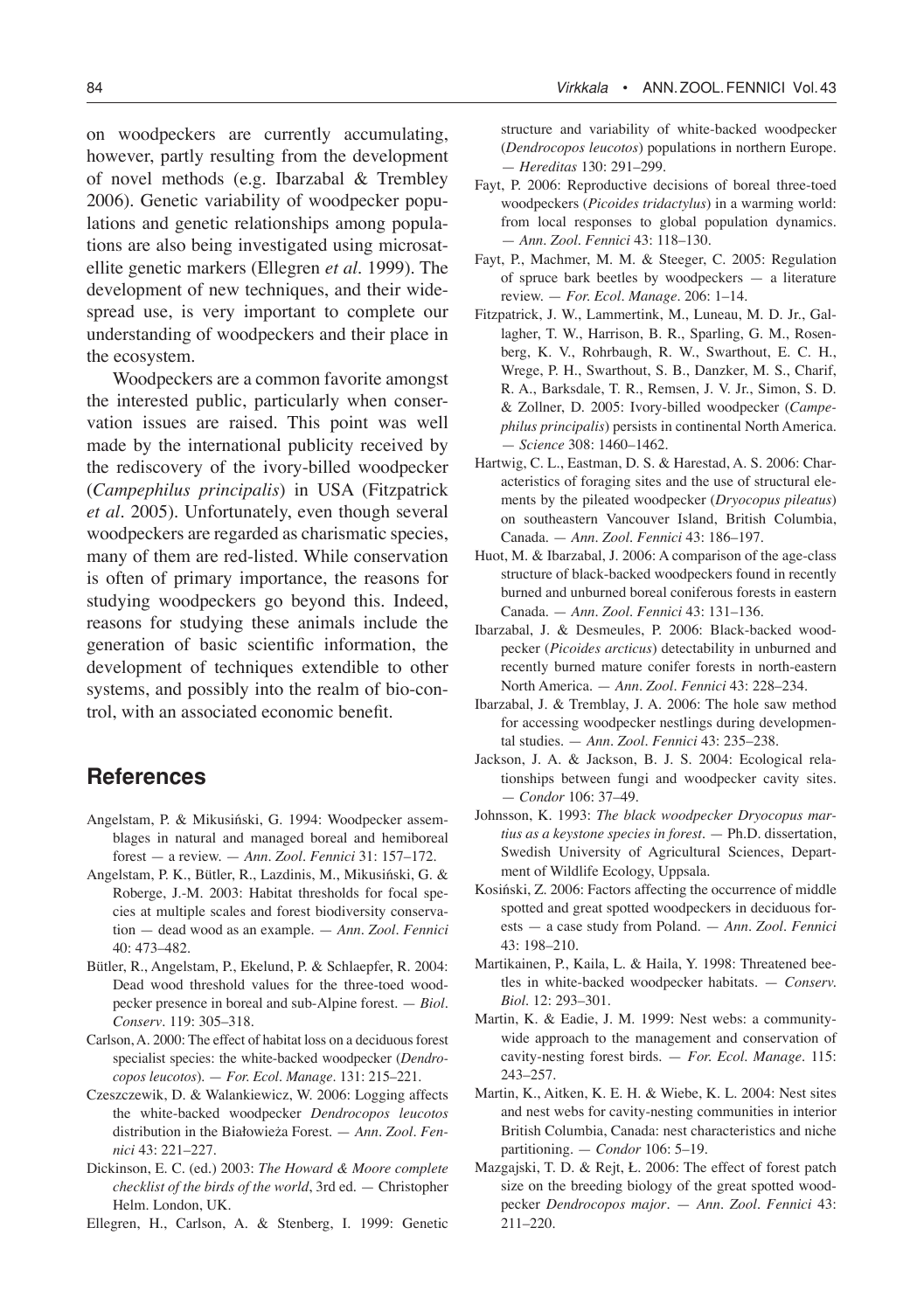on woodpeckers are currently accumulating, however, partly resulting from the development of novel methods (e.g. Ibarzabal & Trembley 2006). Genetic variability of woodpecker populations and genetic relationships among populations are also being investigated using microsatellite genetic markers (Ellegren *et al*. 1999). The development of new techniques, and their widespread use, is very important to complete our understanding of woodpeckers and their place in the ecosystem.

Woodpeckers are a common favorite amongst the interested public, particularly when conservation issues are raised. This point was well made by the international publicity received by the rediscovery of the ivory-billed woodpecker (*Campephilus principalis*) in USA (Fitzpatrick *et al*. 2005). Unfortunately, even though several woodpeckers are regarded as charismatic species, many of them are red-listed. While conservation is often of primary importance, the reasons for studying woodpeckers go beyond this. Indeed, reasons for studying these animals include the generation of basic scientific information, the development of techniques extendible to other systems, and possibly into the realm of bio-control, with an associated economic benefit.

## References

Angelstam, P. & Mikusiński, G. 1994: Woodpecker assemblages in natural and managed boreal and hemiboreal forest — a review. — *Ann. Zool. Fennici* 31: 157–172.

Angelstam, P. K., Bütler, R., Lazdinis, M., Mikusiński, G. & Roberge, J.-M. 2003: Habitat thresholds for focal species at multiple scales and forest biodiversity conservation — dead wood as an example. — *Ann. Zool. Fennici* 40: 473–482.

Bütler, R., Angelstam, P., Ekelund, P. & Schlaepfer, R. 2004: Dead wood threshold values for the three-toed woodpecker presence in boreal and sub-Alpine forest. — *Biol. Conserv*. 119: 305–318.

Carlson, A. 2000: The effect of habitat loss on a deciduous forest specialist species: the white-backed woodpecker (*Dendrocopos leucotos*). — *For. Ecol. Manage*. 131: 215–221.

Czeszczewik, D. & Walankiewicz, W. 2006: Logging affects the white-backed woodpecker *Dendrocopos leucotos* distribution in the Białowieża Forest. — *Ann. Zool. Fennici* 43: 221–227.

Dickinson, E. C. (ed.) 2003: *The Howard & Moore complete checklist of the birds of the world*, 3rd ed. — Christopher Helm. London, UK.

Ellegren, H., Carlson, A. & Stenberg, I. 1999: Genetic structure and variability of white-backed woodpecker (*Dendrocopos leucotos*) populations in northern Europe. — *Hereditas* 130: 291–299.

Fayt, P. 2006: Reproductive decisions of boreal three-toed woodpeckers (*Picoides tridactylus*) in a warming world: from local responses to global population dynamics. — *Ann. Zool. Fennici* 43: 118–130.

Fayt, P., Machmer, M. M. & Steeger, C. 2005: Regulation of spruce bark beetles by woodpeckers — a literature review. — *For. Ecol. Manage*. 206: 1–14.

Fitzpatrick, J. W., Lammertink, M., Luneau, M. D. Jr., Gallagher, T. W., Harrison, B. R., Sparling, G. M., Rosenberg, K. V., Rohrbaugh, R. W., Swarthout, E. C. H., Wrege, P. H., Swarthout, S. B., Danzker, M. S., Charif, R. A., Barksdale, T. R., Remsen, J. V. Jr., Simon, S. D. & Zollner, D. 2005: Ivory-billed woodpecker (*Campephilus principalis*) persists in continental North America. — *Science* 308: 1460–1462.

Hartwig, C. L., Eastman, D. S. & Harestad, A. S. 2006: Characteristics of foraging sites and the use of structural elements by the pileated woodpecker (*Dryocopus pileatus*) on southeastern Vancouver Island, British Columbia, Canada. — *Ann. Zool. Fennici* 43: 186–197.

Huot, M. & Ibarzabal, J. 2006: A comparison of the age-class structure of black-backed woodpeckers found in recently burned and unburned boreal coniferous forests in eastern Canada. — *Ann. Zool. Fennici* 43: 131–136.

Ibarzabal, J. & Desmeules, P. 2006: Black-backed woodpecker (*Picoides arcticus*) detectability in unburned and recently burned mature conifer forests in north-eastern North America. — *Ann. Zool. Fennici* 43: 228–234.

Ibarzabal, J. & Tremblay, J. A. 2006: The hole saw method for accessing woodpecker nestlings during developmental studies. — *Ann. Zool. Fennici* 43: 235–238.

Jackson, J. A. & Jackson, B. J. S. 2004: Ecological relationships between fungi and woodpecker cavity sites. — *Condor* 106: 37–49.

Johnsson, K. 1993: *The black woodpecker Dryocopus martius as a keystone species in forest*. — Ph.D. dissertation, Swedish University of Agricultural Sciences, Department of Wildlife Ecology, Uppsala.

Kosiński, Z. 2006: Factors affecting the occurrence of middle spotted and great spotted woodpeckers in deciduous forests — a case study from Poland. — *Ann. Zool. Fennici* 43: 198–210.

Martikainen, P., Kaila, L. & Haila, Y. 1998: Threatened beetles in white-backed woodpecker habitats. — *Conserv. Biol*. 12: 293–301.

Martin, K. & Eadie, J. M. 1999: Nest webs: a community-wide approach to the management and conservation of cavity-nesting forest birds. — *For. Ecol. Manage*. 115: 243–257.

Martin, K., Aitken, K. E. H. & Wiebe, K. L. 2004: Nest sites and nest webs for cavity-nesting communities in interior British Columbia, Canada: nest characteristics and niche partitioning. — *Condor* 106: 5–19.

Mazgajski, T. D. & Rejt, Ł. 2006: The effect of forest patch size on the breeding biology of the great spotted woodpecker *Dendrocopos major*. — *Ann. Zool. Fennici* 43: 211–220.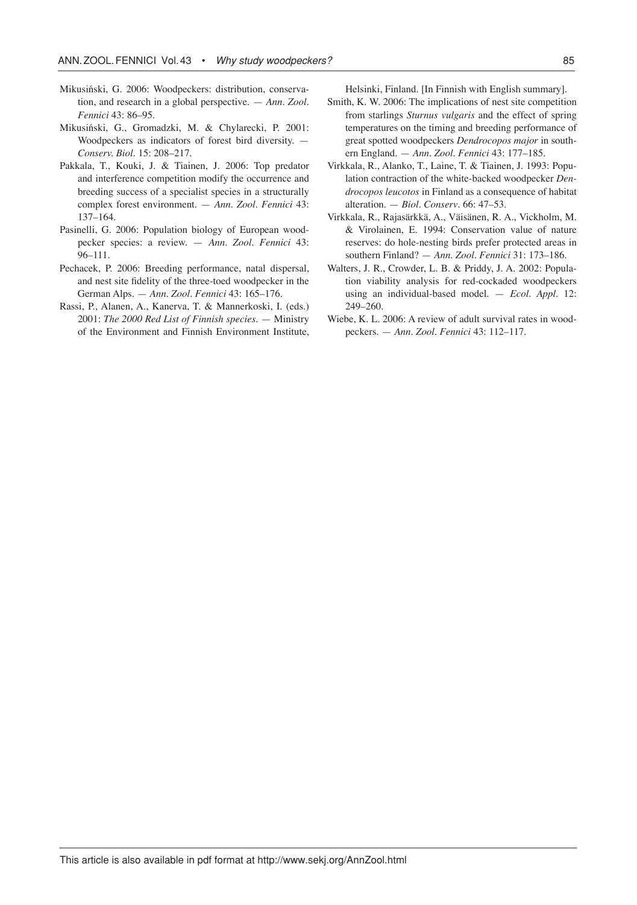Mikusiński, G. 2006: Woodpeckers: distribution, conservation, and research in a global perspective. — *Ann. Zool. Fennici* 43: 86–95.

Mikusiński, G., Gromadzki, M. & Chylarecki, P. 2001: Woodpeckers as indicators of forest bird diversity. — *Conserv. Biol.* 15: 208–217.

Pakkala, T., Kouki, J. & Tiainen, J. 2006: Top predator and interference competition modify the occurrence and breeding success of a specialist species in a structurally complex forest environment. — *Ann. Zool. Fennici* 43: 137–164.

Pasinelli, G. 2006: Population biology of European woodpecker species: a review. — *Ann. Zool. Fennici* 43: 96–111.

Pechacek, P. 2006: Breeding performance, natal dispersal, and nest site fidelity of the three-toed woodpecker in the German Alps. — *Ann. Zool. Fennici* 43: 165–176.

Rassi, P., Alanen, A., Kanerva, T. & Mannerkoski, I. (eds.) 2001: *The 2000 Red List of Finnish species*. — Ministry of the Environment and Finnish Environment Institute, Helsinki, Finland. [In Finnish with English summary].

Smith, K. W. 2006: The implications of nest site competition from starlings *Sturnus vulgaris* and the effect of spring temperatures on the timing and breeding performance of great spotted woodpeckers *Dendrocopos major* in southern England. — *Ann. Zool. Fennici* 43: 177–185.

Virkkala, R., Alanko, T., Laine, T. & Tiainen, J. 1993: Population contraction of the white-backed woodpecker *Dendrocopos leucotos* in Finland as a consequence of habitat alteration. — *Biol. Conserv*. 66: 47–53.

Virkkala, R., Rajasärkkä, A., Väisänen, R. A., Vickholm, M. & Virolainen, E. 1994: Conservation value of nature reserves: do hole-nesting birds prefer protected areas in southern Finland? — *Ann. Zool. Fennici* 31: 173–186.

Walters, J. R., Crowder, L. B. & Priddy, J. A. 2002: Population viability analysis for red-cockaded woodpeckers using an individual-based model. — *Ecol. Appl*. 12: 249–260.

Wiebe, K. L. 2006: A review of adult survival rates in woodpeckers. — *Ann. Zool. Fennici* 43: 112–117.

This article is also available in pdf format at http://www.sekj.org/AnnZool.html